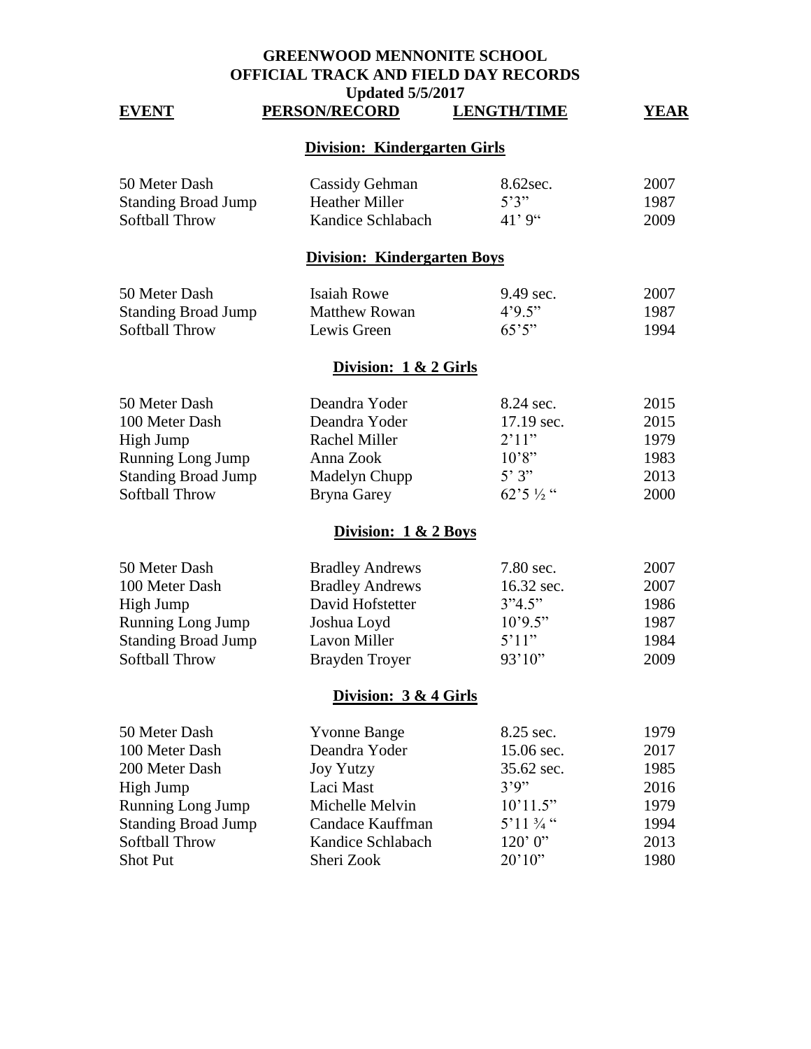# GREENWOOD MENNONITE SCHOOL
# OFFICIAL TRACK AND FIELD DAY RECORDS

**Updated 5/5/2017**

| EVENT | PERSON/RECORD | LENGTH/TIME | YEAR |
|---|---|---|---|
| | **Division: Kindergarten Girls** | | |
| 50 Meter Dash | Cassidy Gehman | 8.62sec. | 2007 |
| Standing Broad Jump | Heather Miller | 5'3" | 1987 |
| Softball Throw | Kandice Schlabach | 41' 9" | 2009 |
| | **Division: Kindergarten Boys** | | |
| 50 Meter Dash | Isaiah Rowe | 9.49 sec. | 2007 |
| Standing Broad Jump | Matthew Rowan | 4'9.5" | 1987 |
| Softball Throw | Lewis Green | 65'5" | 1994 |
| | **Division: 1 & 2 Girls** | | |
| 50 Meter Dash | Deandra Yoder | 8.24 sec. | 2015 |
| 100 Meter Dash | Deandra Yoder | 17.19 sec. | 2015 |
| High Jump | Rachel Miller | 2'11" | 1979 |
| Running Long Jump | Anna Zook | 10'8" | 1983 |
| Standing Broad Jump | Madelyn Chupp | 5' 3" | 2013 |
| Softball Throw | Bryna Garey | 62'5 ½ " | 2000 |
| | **Division: 1 & 2 Boys** | | |
| 50 Meter Dash | Bradley Andrews | 7.80 sec. | 2007 |
| 100 Meter Dash | Bradley Andrews | 16.32 sec. | 2007 |
| High Jump | David Hofstetter | 3"4.5" | 1986 |
| Running Long Jump | Joshua Loyd | 10'9.5" | 1987 |
| Standing Broad Jump | Lavon Miller | 5'11" | 1984 |
| Softball Throw | Brayden Troyer | 93'10" | 2009 |
| | **Division: 3 & 4 Girls** | | |
| 50 Meter Dash | Yvonne Bange | 8.25 sec. | 1979 |
| 100 Meter Dash | Deandra Yoder | 15.06 sec. | 2017 |
| 200 Meter Dash | Joy Yutzy | 35.62 sec. | 1985 |
| High Jump | Laci Mast | 3'9" | 2016 |
| Running Long Jump | Michelle Melvin | 10'11.5" | 1979 |
| Standing Broad Jump | Candace Kauffman | 5'11 ¾ " | 1994 |
| Softball Throw | Kandice Schlabach | 120' 0" | 2013 |
| Shot Put | Sheri Zook | 20'10" | 1980 |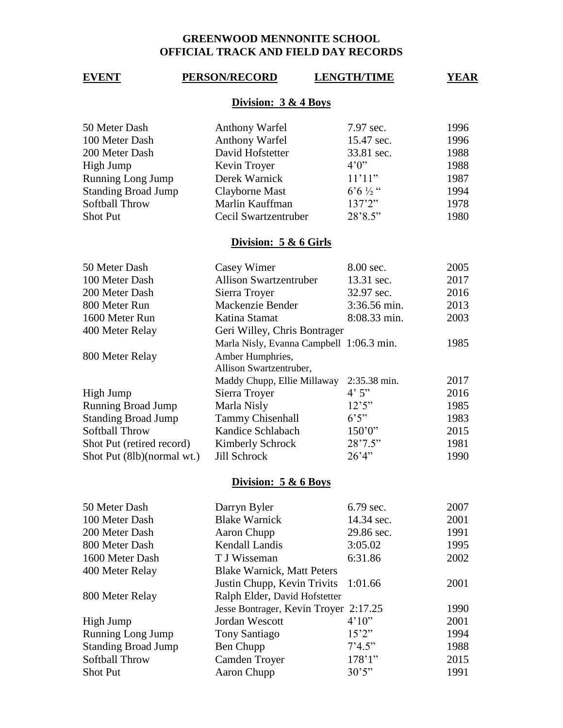# GREENWOOD MENNONITE SCHOOL
# OFFICIAL TRACK AND FIELD DAY RECORDS

## Division: 3 & 4 Boys

| EVENT | PERSON/RECORD | LENGTH/TIME | YEAR |
|---|---|---|---|
| 50 Meter Dash | Anthony Warfel | 7.97 sec. | 1996 |
| 100 Meter Dash | Anthony Warfel | 15.47 sec. | 1996 |
| 200 Meter Dash | David Hofstetter | 33.81 sec. | 1988 |
| High Jump | Kevin Troyer | 4'0" | 1988 |
| Running Long Jump | Derek Warnick | 11'11" | 1987 |
| Standing Broad Jump | Clayborne Mast | 6'6 ½ " | 1994 |
| Softball Throw | Marlin Kauffman | 137'2" | 1978 |
| Shot Put | Cecil Swartzentruber | 28'8.5" | 1980 |

## Division: 5 & 6 Girls

| EVENT | PERSON/RECORD | LENGTH/TIME | YEAR |
|---|---|---|---|
| 50 Meter Dash | Casey Wimer | 8.00 sec. | 2005 |
| 100 Meter Dash | Allison Swartzentruber | 13.31 sec. | 2017 |
| 200 Meter Dash | Sierra Troyer | 32.97 sec. | 2016 |
| 800 Meter Run | Mackenzie Bender | 3:36.56 min. | 2013 |
| 1600 Meter Run | Katina Stamat | 8:08.33 min. | 2003 |
| 400 Meter Relay | Geri Willey, Chris Bontrager, Marla Nisly, Evanna Campbell | 1:06.3 min. | 1985 |
| 800 Meter Relay | Amber Humphries, Allison Swartzentruber, Maddy Chupp, Ellie Millaway | 2:35.38 min. | 2017 |
| High Jump | Sierra Troyer | 4' 5" | 2016 |
| Running Broad Jump | Marla Nisly | 12'5" | 1985 |
| Standing Broad Jump | Tammy Chisenhall | 6'5" | 1983 |
| Softball Throw | Kandice Schlabach | 150'0" | 2015 |
| Shot Put (retired record) | Kimberly Schrock | 28'7.5" | 1981 |
| Shot Put (8lb)(normal wt.) | Jill Schrock | 26'4" | 1990 |

## Division: 5 & 6 Boys

| EVENT | PERSON/RECORD | LENGTH/TIME | YEAR |
|---|---|---|---|
| 50 Meter Dash | Darryn Byler | 6.79 sec. | 2007 |
| 100 Meter Dash | Blake Warnick | 14.34 sec. | 2001 |
| 200 Meter Dash | Aaron Chupp | 29.86 sec. | 1991 |
| 800 Meter Dash | Kendall Landis | 3:05.02 | 1995 |
| 1600 Meter Dash | T J Wisseman | 6:31.86 | 2002 |
| 400 Meter Relay | Blake Warnick, Matt Peters, Justin Chupp, Kevin Trivits | 1:01.66 | 2001 |
| 800 Meter Relay | Ralph Elder, David Hofstetter, Jesse Bontrager, Kevin Troyer | 2:17.25 | 1990 |
| High Jump | Jordan Wescott | 4'10" | 2001 |
| Running Long Jump | Tony Santiago | 15'2" | 1994 |
| Standing Broad Jump | Ben Chupp | 7'4.5" | 1988 |
| Softball Throw | Camden Troyer | 178'1" | 2015 |
| Shot Put | Aaron Chupp | 30'5" | 1991 |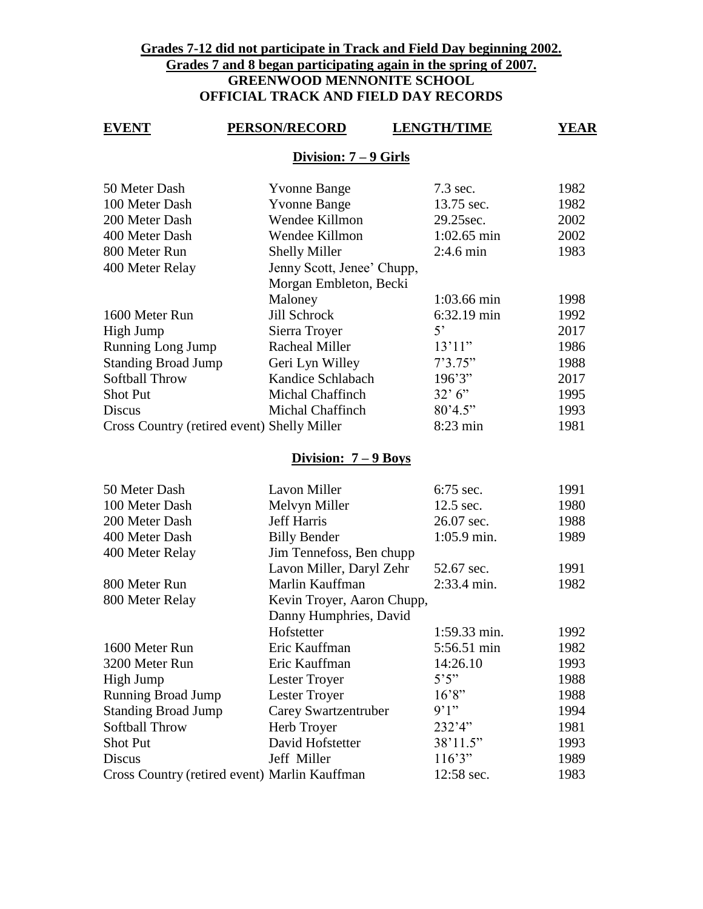**Grades 7-12 did not participate in Track and Field Day beginning 2002.**
**Grades 7 and 8 began participating again in the spring of 2007.**

# GREENWOOD MENNONITE SCHOOL
# OFFICIAL TRACK AND FIELD DAY RECORDS

## Division: 7 – 9 Girls

| EVENT | PERSON/RECORD | LENGTH/TIME | YEAR |
|---|---|---|---|
| 50 Meter Dash | Yvonne Bange | 7.3 sec. | 1982 |
| 100 Meter Dash | Yvonne Bange | 13.75 sec. | 1982 |
| 200 Meter Dash | Wendee Killmon | 29.25sec. | 2002 |
| 400 Meter Dash | Wendee Killmon | 1:02.65 min | 2002 |
| 800 Meter Run | Shelly Miller | 2:4.6 min | 1983 |
| 400 Meter Relay | Jenny Scott, Jenee' Chupp, Morgan Embleton, Becki Maloney | 1:03.66 min | 1998 |
| 1600 Meter Run | Jill Schrock | 6:32.19 min | 1992 |
| High Jump | Sierra Troyer | 5' | 2017 |
| Running Long Jump | Racheal Miller | 13'11" | 1986 |
| Standing Broad Jump | Geri Lyn Willey | 7'3.75" | 1988 |
| Softball Throw | Kandice Schlabach | 196'3" | 2017 |
| Shot Put | Michal Chaffinch | 32' 6" | 1995 |
| Discus | Michal Chaffinch | 80'4.5" | 1993 |
| Cross Country (retired event) | Shelly Miller | 8:23 min | 1981 |

## Division: 7 – 9 Boys

| EVENT | PERSON/RECORD | LENGTH/TIME | YEAR |
|---|---|---|---|
| 50 Meter Dash | Lavon Miller | 6:75 sec. | 1991 |
| 100 Meter Dash | Melvyn Miller | 12.5 sec. | 1980 |
| 200 Meter Dash | Jeff Harris | 26.07 sec. | 1988 |
| 400 Meter Dash | Billy Bender | 1:05.9 min. | 1989 |
| 400 Meter Relay | Jim Tennefoss, Ben chupp Lavon Miller, Daryl Zehr | 52.67 sec. | 1991 |
| 800 Meter Run | Marlin Kauffman | 2:33.4 min. | 1982 |
| 800 Meter Relay | Kevin Troyer, Aaron Chupp, Danny Humphries, David Hofstetter | 1:59.33 min. | 1992 |
| 1600 Meter Run | Eric Kauffman | 5:56.51 min | 1982 |
| 3200 Meter Run | Eric Kauffman | 14:26.10 | 1993 |
| High Jump | Lester Troyer | 5'5" | 1988 |
| Running Broad Jump | Lester Troyer | 16'8" | 1988 |
| Standing Broad Jump | Carey Swartzentruber | 9'1" | 1994 |
| Softball Throw | Herb Troyer | 232'4" | 1981 |
| Shot Put | David Hofstetter | 38'11.5" | 1993 |
| Discus | Jeff Miller | 116'3" | 1989 |
| Cross Country (retired event) | Marlin Kauffman | 12:58 sec. | 1983 |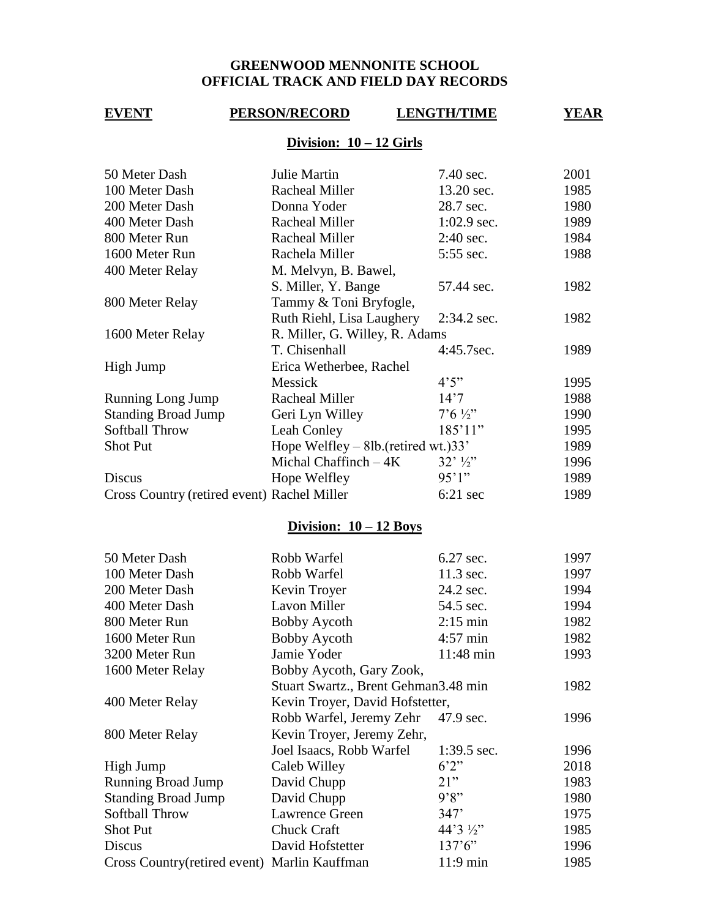**GREENWOOD MENNONITE SCHOOL**
**OFFICIAL TRACK AND FIELD DAY RECORDS**

## Division: 10 – 12 Girls

| EVENT | PERSON/RECORD | LENGTH/TIME | YEAR |
|---|---|---|---|
| 50 Meter Dash | Julie Martin | 7.40 sec. | 2001 |
| 100 Meter Dash | Racheal Miller | 13.20 sec. | 1985 |
| 200 Meter Dash | Donna Yoder | 28.7 sec. | 1980 |
| 400 Meter Dash | Racheal Miller | 1:02.9 sec. | 1989 |
| 800 Meter Run | Racheal Miller | 2:40 sec. | 1984 |
| 1600 Meter Run | Rachela Miller | 5:55 sec. | 1988 |
| 400 Meter Relay | M. Melvyn, B. Bawel, S. Miller, Y. Bange | 57.44 sec. | 1982 |
| 800 Meter Relay | Tammy & Toni Bryfogle, Ruth Riehl, Lisa Laughery | 2:34.2 sec. | 1982 |
| 1600 Meter Relay | R. Miller, G. Willey, R. Adams T. Chisenhall | 4:45.7sec. | 1989 |
| High Jump | Erica Wetherbee, Rachel Messick | 4'5" | 1995 |
| Running Long Jump | Racheal Miller | 14'7 | 1988 |
| Standing Broad Jump | Geri Lyn Willey | 7'6 ½" | 1990 |
| Softball Throw | Leah Conley | 185'11" | 1995 |
| Shot Put | Hope Welfley – 8lb.(retired wt.) | 33' | 1989 |
| | Michal Chaffinch – 4K | 32' ½" | 1996 |
| Discus | Hope Welfley | 95'1" | 1989 |
| Cross Country (retired event) | Rachel Miller | 6:21 sec | 1989 |

## Division: 10 – 12 Boys

| EVENT | PERSON/RECORD | LENGTH/TIME | YEAR |
|---|---|---|---|
| 50 Meter Dash | Robb Warfel | 6.27 sec. | 1997 |
| 100 Meter Dash | Robb Warfel | 11.3 sec. | 1997 |
| 200 Meter Dash | Kevin Troyer | 24.2 sec. | 1994 |
| 400 Meter Dash | Lavon Miller | 54.5 sec. | 1994 |
| 800 Meter Run | Bobby Aycoth | 2:15 min | 1982 |
| 1600 Meter Run | Bobby Aycoth | 4:57 min | 1982 |
| 3200 Meter Run | Jamie Yoder | 11:48 min | 1993 |
| 1600 Meter Relay | Bobby Aycoth, Gary Zook, Stuart Swartz., Brent Gehman | 3.48 min | 1982 |
| 400 Meter Relay | Kevin Troyer, David Hofstetter, Robb Warfel, Jeremy Zehr | 47.9 sec. | 1996 |
| 800 Meter Relay | Kevin Troyer, Jeremy Zehr, Joel Isaacs, Robb Warfel | 1:39.5 sec. | 1996 |
| High Jump | Caleb Willey | 6'2" | 2018 |
| Running Broad Jump | David Chupp | 21" | 1983 |
| Standing Broad Jump | David Chupp | 9'8" | 1980 |
| Softball Throw | Lawrence Green | 347' | 1975 |
| Shot Put | Chuck Craft | 44'3 ½" | 1985 |
| Discus | David Hofstetter | 137'6" | 1996 |
| Cross Country(retired event) | Marlin Kauffman | 11:9 min | 1985 |